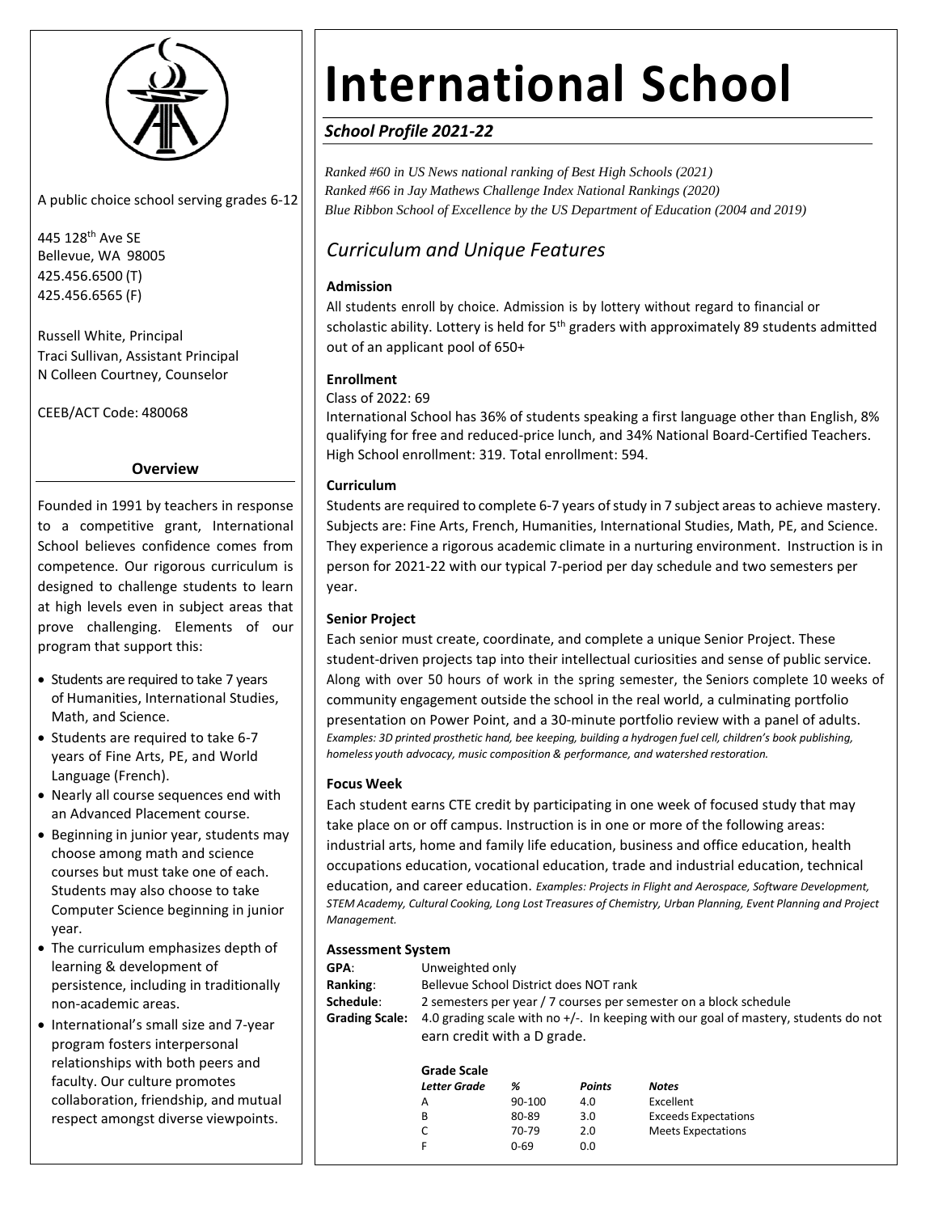A public choice school serving grades 6-12

445 128th Ave SE
Bellevue, WA 98005
425.456.6500 (T)
425.456.6565 (F)

Russell White, Principal
Traci Sullivan, Assistant Principal
N Colleen Courtney, Counselor

CEEB/ACT Code: 480068

### Overview

Founded in 1991 by teachers in response to a competitive grant, International School believes confidence comes from competence. Our rigorous curriculum is designed to challenge students to learn at high levels even in subject areas that prove challenging. Elements of our program that support this:

- Students are required to take 7 years of Humanities, International Studies, Math, and Science.
- Students are required to take 6-7 years of Fine Arts, PE, and World Language (French).
- Nearly all course sequences end with an Advanced Placement course.
- Beginning in junior year, students may choose among math and science courses but must take one of each. Students may also choose to take Computer Science beginning in junior year.
- The curriculum emphasizes depth of learning & development of persistence, including in traditionally non-academic areas.
- International's small size and 7-year program fosters interpersonal relationships with both peers and faculty. Our culture promotes collaboration, friendship, and mutual respect amongst diverse viewpoints.

# International School

***School Profile 2021-22***

*Ranked #60 in US News national ranking of Best High Schools (2021)*
*Ranked #66 in Jay Mathews Challenge Index National Rankings (2020)*
*Blue Ribbon School of Excellence by the US Department of Education (2004 and 2019)*

## *Curriculum and Unique Features*

### Admission

All students enroll by choice. Admission is by lottery without regard to financial or scholastic ability. Lottery is held for 5th graders with approximately 89 students admitted out of an applicant pool of 650+

### Enrollment

Class of 2022: 69
International School has 36% of students speaking a first language other than English, 8% qualifying for free and reduced-price lunch, and 34% National Board-Certified Teachers. High School enrollment: 319. Total enrollment: 594.

### Curriculum

Students are required to complete 6-7 years of study in 7 subject areas to achieve mastery. Subjects are: Fine Arts, French, Humanities, International Studies, Math, PE, and Science. They experience a rigorous academic climate in a nurturing environment. Instruction is in person for 2021-22 with our typical 7-period per day schedule and two semesters per year.

### Senior Project

Each senior must create, coordinate, and complete a unique Senior Project. These student-driven projects tap into their intellectual curiosities and sense of public service. Along with over 50 hours of work in the spring semester, the Seniors complete 10 weeks of community engagement outside the school in the real world, a culminating portfolio presentation on Power Point, and a 30-minute portfolio review with a panel of adults. *Examples: 3D printed prosthetic hand, bee keeping, building a hydrogen fuel cell, children's book publishing, homeless youth advocacy, music composition & performance, and watershed restoration.*

### Focus Week

Each student earns CTE credit by participating in one week of focused study that may take place on or off campus. Instruction is in one or more of the following areas: industrial arts, home and family life education, business and office education, health occupations education, vocational education, trade and industrial education, technical education, and career education. *Examples: Projects in Flight and Aerospace, Software Development, STEM Academy, Cultural Cooking, Long Lost Treasures of Chemistry, Urban Planning, Event Planning and Project Management.*

### Assessment System

**GPA**: Unweighted only
**Ranking**: Bellevue School District does NOT rank
**Schedule**: 2 semesters per year / 7 courses per semester on a block schedule
**Grading Scale:** 4.0 grading scale with no +/-. In keeping with our goal of mastery, students do not earn credit with a D grade.

**Grade Scale**

| *Letter Grade* | *%* | *Points* | *Notes* |
|---|---|---|---|
| A | 90-100 | 4.0 | Excellent |
| B | 80-89 | 3.0 | Exceeds Expectations |
| C | 70-79 | 2.0 | Meets Expectations |
| F | 0-69 | 0.0 | |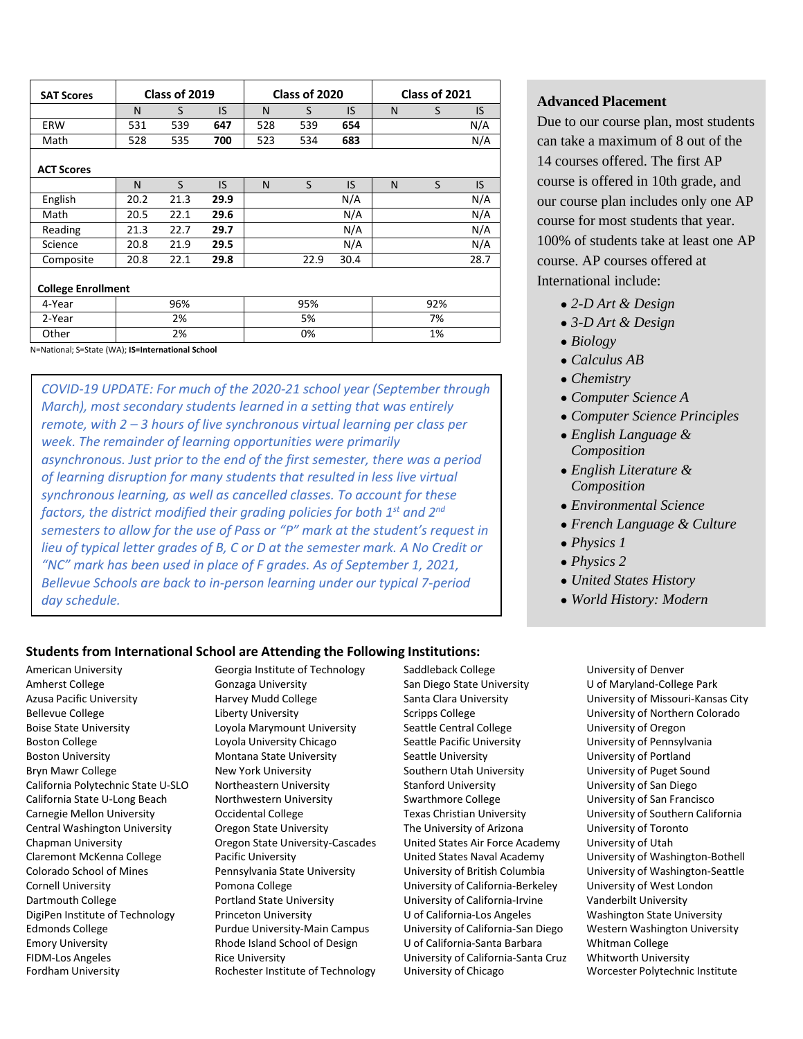| SAT Scores | Class of 2019 | | | Class of 2020 | | | Class of 2021 | | |
|---|---|---|---|---|---|---|---|---|---|
| | N | S | IS | N | S | IS | N | S | IS |
| ERW | 531 | 539 | **647** | 528 | 539 | **654** | | | N/A |
| Math | 528 | 535 | **700** | 523 | 534 | **683** | | | N/A |
| **ACT Scores** | | | | | | | | | |
| | N | S | IS | N | S | IS | N | S | IS |
| English | 20.2 | 21.3 | **29.9** | | | N/A | | | N/A |
| Math | 20.5 | 22.1 | **29.6** | | | N/A | | | N/A |
| Reading | 21.3 | 22.7 | **29.7** | | | N/A | | | N/A |
| Science | 20.8 | 21.9 | **29.5** | | | N/A | | | N/A |
| Composite | 20.8 | 22.1 | **29.8** | | 22.9 | 30.4 | | | 28.7 |
| **College Enrollment** | | | | | | | | | |
| 4-Year | 96% | | | 95% | | | 92% | | |
| 2-Year | 2% | | | 5% | | | 7% | | |
| Other | 2% | | | 0% | | | 1% | | |

N=National; S=State (WA); **IS=International School**

*COVID-19 UPDATE: For much of the 2020-21 school year (September through March), most secondary students learned in a setting that was entirely remote, with 2 – 3 hours of live synchronous virtual learning per class per week. The remainder of learning opportunities were primarily asynchronous. Just prior to the end of the first semester, there was a period of learning disruption for many students that resulted in less live virtual synchronous learning, as well as cancelled classes. To account for these factors, the district modified their grading policies for both 1st and 2nd semesters to allow for the use of Pass or "P" mark at the student's request in lieu of typical letter grades of B, C or D at the semester mark. A No Credit or "NC" mark has been used in place of F grades. As of September 1, 2021, Bellevue Schools are back to in-person learning under our typical 7-period day schedule.*

**Advanced Placement**

Due to our course plan, most students can take a maximum of 8 out of the 14 courses offered. The first AP course is offered in 10th grade, and our course plan includes only one AP course for most students that year. 100% of students take at least one AP course. AP courses offered at International include:

- *2-D Art & Design*
- *3-D Art & Design*
- *Biology*
- *Calculus AB*
- *Chemistry*
- *Computer Science A*
- *Computer Science Principles*
- *English Language & Composition*
- *English Literature & Composition*
- *Environmental Science*
- *French Language & Culture*
- *Physics 1*
- *Physics 2*
- *United States History*
- *World History: Modern*

## Students from International School are Attending the Following Institutions:

American University
Amherst College
Azusa Pacific University
Bellevue College
Boise State University
Boston College
Boston University
Bryn Mawr College
California Polytechnic State U-SLO
California State U-Long Beach
Carnegie Mellon University
Central Washington University
Chapman University
Claremont McKenna College
Colorado School of Mines
Cornell University
Dartmouth College
DigiPen Institute of Technology
Edmonds College
Emory University
FIDM-Los Angeles
Fordham University
Georgia Institute of Technology
Gonzaga University
Harvey Mudd College
Liberty University
Loyola Marymount University
Loyola University Chicago
Montana State University
New York University
Northeastern University
Northwestern University
Occidental College
Oregon State University
Oregon State University-Cascades
Pacific University
Pennsylvania State University
Pomona College
Portland State University
Princeton University
Purdue University-Main Campus
Rhode Island School of Design
Rice University
Rochester Institute of Technology
Saddleback College
San Diego State University
Santa Clara University
Scripps College
Seattle Central College
Seattle Pacific University
Seattle University
Southern Utah University
Stanford University
Swarthmore College
Texas Christian University
The University of Arizona
United States Air Force Academy
United States Naval Academy
University of British Columbia
University of California-Berkeley
University of California-Irvine
U of California-Los Angeles
University of California-San Diego
U of California-Santa Barbara
University of California-Santa Cruz
University of Chicago
University of Denver
U of Maryland-College Park
University of Missouri-Kansas City
University of Northern Colorado
University of Oregon
University of Pennsylvania
University of Portland
University of Puget Sound
University of San Diego
University of San Francisco
University of Southern California
University of Toronto
University of Utah
University of Washington-Bothell
University of Washington-Seattle
University of West London
Vanderbilt University
Washington State University
Western Washington University
Whitman College
Whitworth University
Worcester Polytechnic Institute